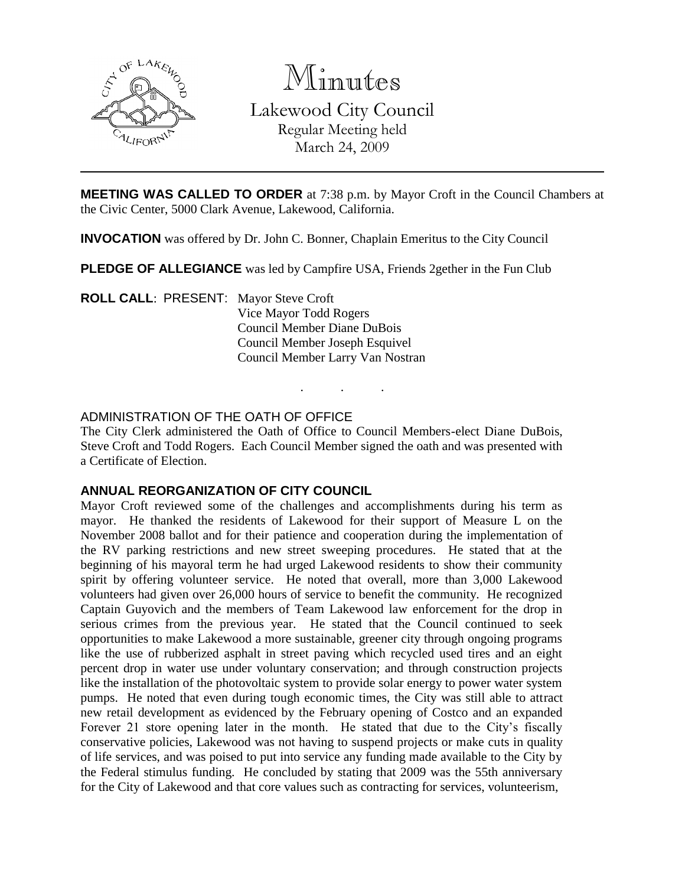# Minutes

Lakewood City Council
Regular Meeting held
March 24, 2009

---

**MEETING WAS CALLED TO ORDER** at 7:38 p.m. by Mayor Croft in the Council Chambers at the Civic Center, 5000 Clark Avenue, Lakewood, California.

**INVOCATION** was offered by Dr. John C. Bonner, Chaplain Emeritus to the City Council

**PLEDGE OF ALLEGIANCE** was led by Campfire USA, Friends 2gether in the Fun Club

**ROLL CALL**: PRESENT: Mayor Steve Croft
Vice Mayor Todd Rogers
Council Member Diane DuBois
Council Member Joseph Esquivel
Council Member Larry Van Nostran

. . .

ADMINISTRATION OF THE OATH OF OFFICE

The City Clerk administered the Oath of Office to Council Members-elect Diane DuBois, Steve Croft and Todd Rogers. Each Council Member signed the oath and was presented with a Certificate of Election.

**ANNUAL REORGANIZATION OF CITY COUNCIL**

Mayor Croft reviewed some of the challenges and accomplishments during his term as mayor. He thanked the residents of Lakewood for their support of Measure L on the November 2008 ballot and for their patience and cooperation during the implementation of the RV parking restrictions and new street sweeping procedures. He stated that at the beginning of his mayoral term he had urged Lakewood residents to show their community spirit by offering volunteer service. He noted that overall, more than 3,000 Lakewood volunteers had given over 26,000 hours of service to benefit the community. He recognized Captain Guyovich and the members of Team Lakewood law enforcement for the drop in serious crimes from the previous year. He stated that the Council continued to seek opportunities to make Lakewood a more sustainable, greener city through ongoing programs like the use of rubberized asphalt in street paving which recycled used tires and an eight percent drop in water use under voluntary conservation; and through construction projects like the installation of the photovoltaic system to provide solar energy to power water system pumps. He noted that even during tough economic times, the City was still able to attract new retail development as evidenced by the February opening of Costco and an expanded Forever 21 store opening later in the month. He stated that due to the City's fiscally conservative policies, Lakewood was not having to suspend projects or make cuts in quality of life services, and was poised to put into service any funding made available to the City by the Federal stimulus funding. He concluded by stating that 2009 was the 55th anniversary for the City of Lakewood and that core values such as contracting for services, volunteerism,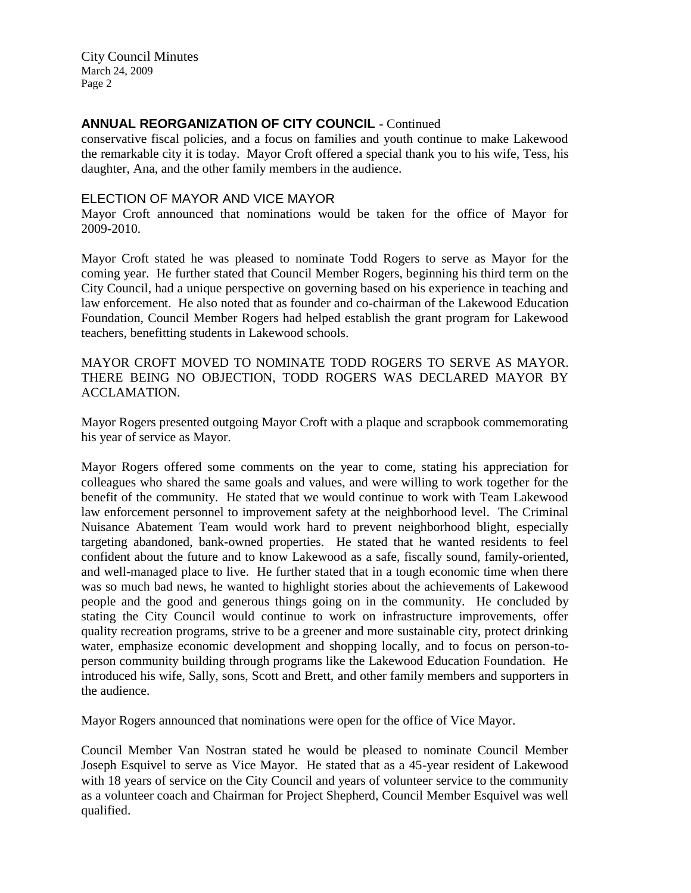## ANNUAL REORGANIZATION OF CITY COUNCIL - Continued

conservative fiscal policies, and a focus on families and youth continue to make Lakewood the remarkable city it is today. Mayor Croft offered a special thank you to his wife, Tess, his daughter, Ana, and the other family members in the audience.

### ELECTION OF MAYOR AND VICE MAYOR

Mayor Croft announced that nominations would be taken for the office of Mayor for 2009-2010.

Mayor Croft stated he was pleased to nominate Todd Rogers to serve as Mayor for the coming year. He further stated that Council Member Rogers, beginning his third term on the City Council, had a unique perspective on governing based on his experience in teaching and law enforcement. He also noted that as founder and co-chairman of the Lakewood Education Foundation, Council Member Rogers had helped establish the grant program for Lakewood teachers, benefitting students in Lakewood schools.

MAYOR CROFT MOVED TO NOMINATE TODD ROGERS TO SERVE AS MAYOR. THERE BEING NO OBJECTION, TODD ROGERS WAS DECLARED MAYOR BY ACCLAMATION.

Mayor Rogers presented outgoing Mayor Croft with a plaque and scrapbook commemorating his year of service as Mayor.

Mayor Rogers offered some comments on the year to come, stating his appreciation for colleagues who shared the same goals and values, and were willing to work together for the benefit of the community. He stated that we would continue to work with Team Lakewood law enforcement personnel to improvement safety at the neighborhood level. The Criminal Nuisance Abatement Team would work hard to prevent neighborhood blight, especially targeting abandoned, bank-owned properties. He stated that he wanted residents to feel confident about the future and to know Lakewood as a safe, fiscally sound, family-oriented, and well-managed place to live. He further stated that in a tough economic time when there was so much bad news, he wanted to highlight stories about the achievements of Lakewood people and the good and generous things going on in the community. He concluded by stating the City Council would continue to work on infrastructure improvements, offer quality recreation programs, strive to be a greener and more sustainable city, protect drinking water, emphasize economic development and shopping locally, and to focus on person-to-person community building through programs like the Lakewood Education Foundation. He introduced his wife, Sally, sons, Scott and Brett, and other family members and supporters in the audience.

Mayor Rogers announced that nominations were open for the office of Vice Mayor.

Council Member Van Nostran stated he would be pleased to nominate Council Member Joseph Esquivel to serve as Vice Mayor. He stated that as a 45-year resident of Lakewood with 18 years of service on the City Council and years of volunteer service to the community as a volunteer coach and Chairman for Project Shepherd, Council Member Esquivel was well qualified.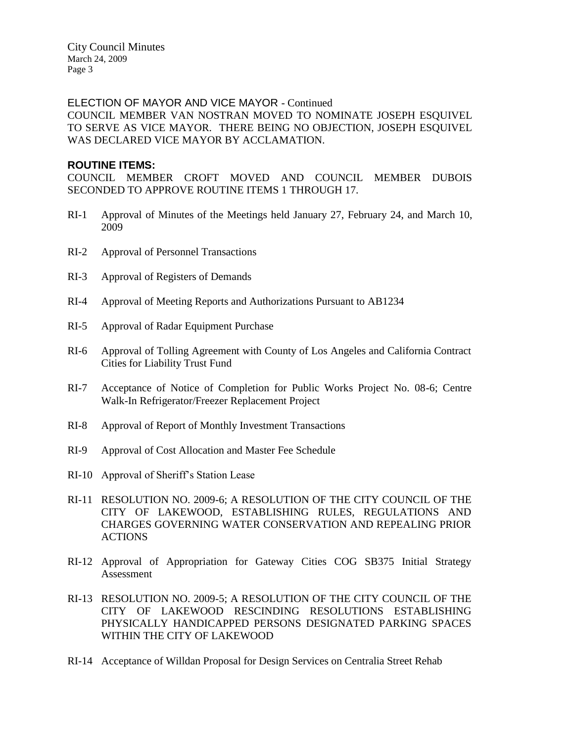ELECTION OF MAYOR AND VICE MAYOR - Continued

COUNCIL MEMBER VAN NOSTRAN MOVED TO NOMINATE JOSEPH ESQUIVEL TO SERVE AS VICE MAYOR. THERE BEING NO OBJECTION, JOSEPH ESQUIVEL WAS DECLARED VICE MAYOR BY ACCLAMATION.

**ROUTINE ITEMS:**

COUNCIL MEMBER CROFT MOVED AND COUNCIL MEMBER DUBOIS SECONDED TO APPROVE ROUTINE ITEMS 1 THROUGH 17.

RI-1 Approval of Minutes of the Meetings held January 27, February 24, and March 10, 2009

RI-2 Approval of Personnel Transactions

RI-3 Approval of Registers of Demands

RI-4 Approval of Meeting Reports and Authorizations Pursuant to AB1234

RI-5 Approval of Radar Equipment Purchase

RI-6 Approval of Tolling Agreement with County of Los Angeles and California Contract Cities for Liability Trust Fund

RI-7 Acceptance of Notice of Completion for Public Works Project No. 08-6; Centre Walk-In Refrigerator/Freezer Replacement Project

RI-8 Approval of Report of Monthly Investment Transactions

RI-9 Approval of Cost Allocation and Master Fee Schedule

RI-10 Approval of Sheriff's Station Lease

RI-11 RESOLUTION NO. 2009-6; A RESOLUTION OF THE CITY COUNCIL OF THE CITY OF LAKEWOOD, ESTABLISHING RULES, REGULATIONS AND CHARGES GOVERNING WATER CONSERVATION AND REPEALING PRIOR ACTIONS

RI-12 Approval of Appropriation for Gateway Cities COG SB375 Initial Strategy Assessment

RI-13 RESOLUTION NO. 2009-5; A RESOLUTION OF THE CITY COUNCIL OF THE CITY OF LAKEWOOD RESCINDING RESOLUTIONS ESTABLISHING PHYSICALLY HANDICAPPED PERSONS DESIGNATED PARKING SPACES WITHIN THE CITY OF LAKEWOOD

RI-14 Acceptance of Willdan Proposal for Design Services on Centralia Street Rehab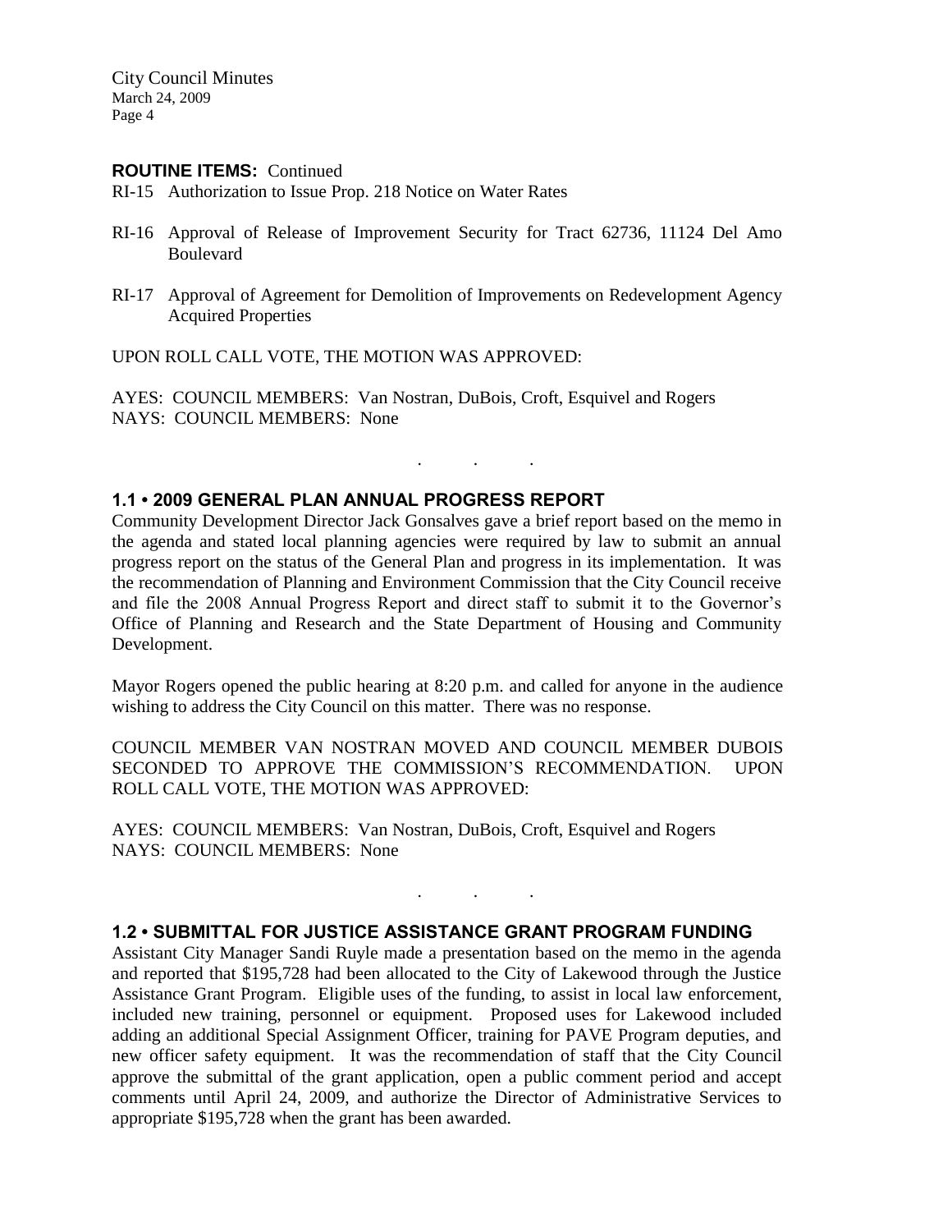**ROUTINE ITEMS:** Continued

RI-15 Authorization to Issue Prop. 218 Notice on Water Rates

RI-16 Approval of Release of Improvement Security for Tract 62736, 11124 Del Amo Boulevard

RI-17 Approval of Agreement for Demolition of Improvements on Redevelopment Agency Acquired Properties

UPON ROLL CALL VOTE, THE MOTION WAS APPROVED:

AYES: COUNCIL MEMBERS: Van Nostran, DuBois, Croft, Esquivel and Rogers
NAYS: COUNCIL MEMBERS: None

. . .

## 1.1 • 2009 GENERAL PLAN ANNUAL PROGRESS REPORT

Community Development Director Jack Gonsalves gave a brief report based on the memo in the agenda and stated local planning agencies were required by law to submit an annual progress report on the status of the General Plan and progress in its implementation. It was the recommendation of Planning and Environment Commission that the City Council receive and file the 2008 Annual Progress Report and direct staff to submit it to the Governor's Office of Planning and Research and the State Department of Housing and Community Development.

Mayor Rogers opened the public hearing at 8:20 p.m. and called for anyone in the audience wishing to address the City Council on this matter. There was no response.

COUNCIL MEMBER VAN NOSTRAN MOVED AND COUNCIL MEMBER DUBOIS SECONDED TO APPROVE THE COMMISSION'S RECOMMENDATION. UPON ROLL CALL VOTE, THE MOTION WAS APPROVED:

AYES: COUNCIL MEMBERS: Van Nostran, DuBois, Croft, Esquivel and Rogers
NAYS: COUNCIL MEMBERS: None

. . .

## 1.2 • SUBMITTAL FOR JUSTICE ASSISTANCE GRANT PROGRAM FUNDING

Assistant City Manager Sandi Ruyle made a presentation based on the memo in the agenda and reported that $195,728 had been allocated to the City of Lakewood through the Justice Assistance Grant Program. Eligible uses of the funding, to assist in local law enforcement, included new training, personnel or equipment. Proposed uses for Lakewood included adding an additional Special Assignment Officer, training for PAVE Program deputies, and new officer safety equipment. It was the recommendation of staff that the City Council approve the submittal of the grant application, open a public comment period and accept comments until April 24, 2009, and authorize the Director of Administrative Services to appropriate $195,728 when the grant has been awarded.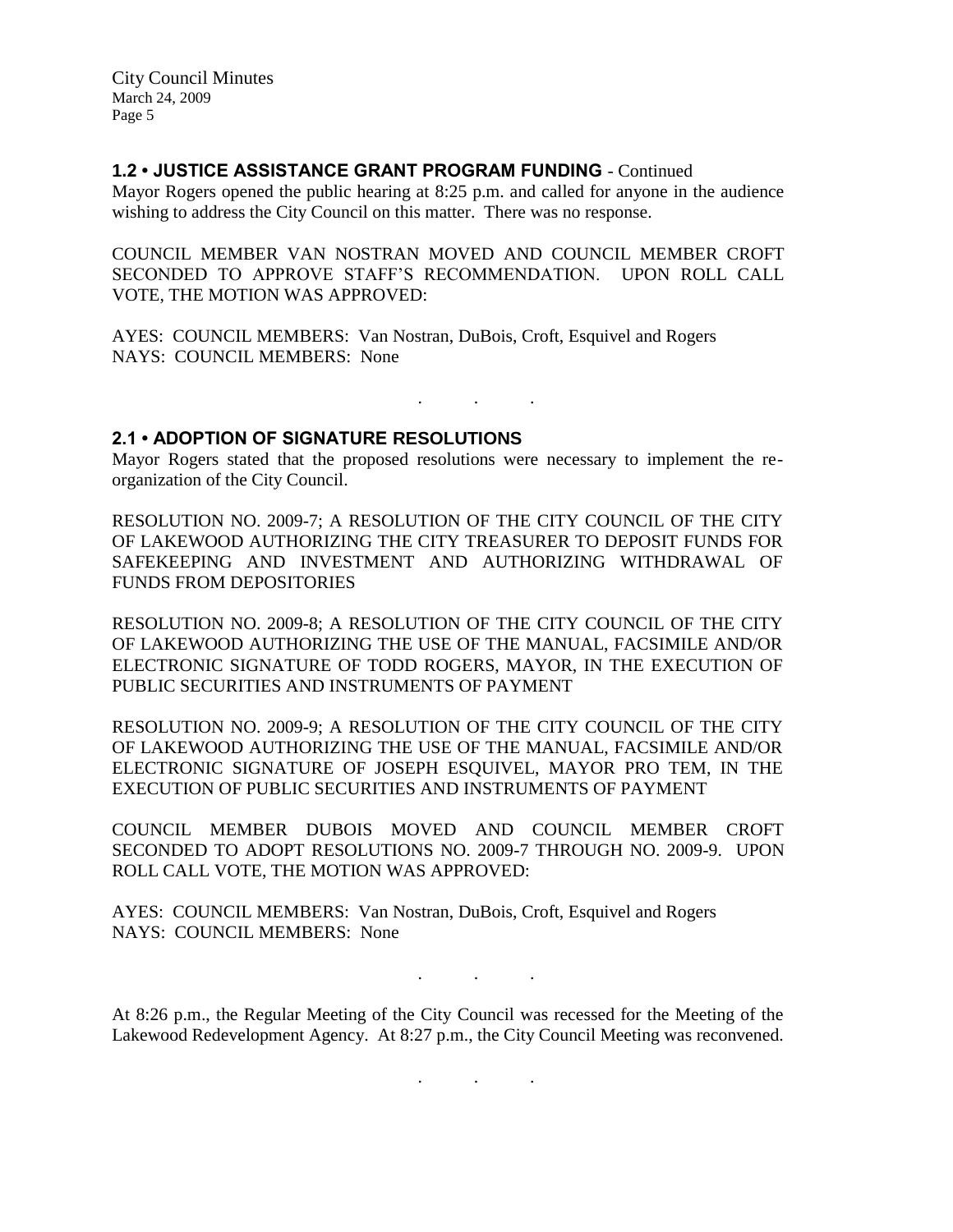## 1.2 • JUSTICE ASSISTANCE GRANT PROGRAM FUNDING - Continued

Mayor Rogers opened the public hearing at 8:25 p.m. and called for anyone in the audience wishing to address the City Council on this matter. There was no response.

COUNCIL MEMBER VAN NOSTRAN MOVED AND COUNCIL MEMBER CROFT SECONDED TO APPROVE STAFF'S RECOMMENDATION. UPON ROLL CALL VOTE, THE MOTION WAS APPROVED:

AYES: COUNCIL MEMBERS: Van Nostran, DuBois, Croft, Esquivel and Rogers
NAYS: COUNCIL MEMBERS: None

. . .

## 2.1 • ADOPTION OF SIGNATURE RESOLUTIONS

Mayor Rogers stated that the proposed resolutions were necessary to implement the re-organization of the City Council.

RESOLUTION NO. 2009-7; A RESOLUTION OF THE CITY COUNCIL OF THE CITY OF LAKEWOOD AUTHORIZING THE CITY TREASURER TO DEPOSIT FUNDS FOR SAFEKEEPING AND INVESTMENT AND AUTHORIZING WITHDRAWAL OF FUNDS FROM DEPOSITORIES

RESOLUTION NO. 2009-8; A RESOLUTION OF THE CITY COUNCIL OF THE CITY OF LAKEWOOD AUTHORIZING THE USE OF THE MANUAL, FACSIMILE AND/OR ELECTRONIC SIGNATURE OF TODD ROGERS, MAYOR, IN THE EXECUTION OF PUBLIC SECURITIES AND INSTRUMENTS OF PAYMENT

RESOLUTION NO. 2009-9; A RESOLUTION OF THE CITY COUNCIL OF THE CITY OF LAKEWOOD AUTHORIZING THE USE OF THE MANUAL, FACSIMILE AND/OR ELECTRONIC SIGNATURE OF JOSEPH ESQUIVEL, MAYOR PRO TEM, IN THE EXECUTION OF PUBLIC SECURITIES AND INSTRUMENTS OF PAYMENT

COUNCIL MEMBER DUBOIS MOVED AND COUNCIL MEMBER CROFT SECONDED TO ADOPT RESOLUTIONS NO. 2009-7 THROUGH NO. 2009-9. UPON ROLL CALL VOTE, THE MOTION WAS APPROVED:

AYES: COUNCIL MEMBERS: Van Nostran, DuBois, Croft, Esquivel and Rogers
NAYS: COUNCIL MEMBERS: None

. . .

At 8:26 p.m., the Regular Meeting of the City Council was recessed for the Meeting of the Lakewood Redevelopment Agency. At 8:27 p.m., the City Council Meeting was reconvened.

. . .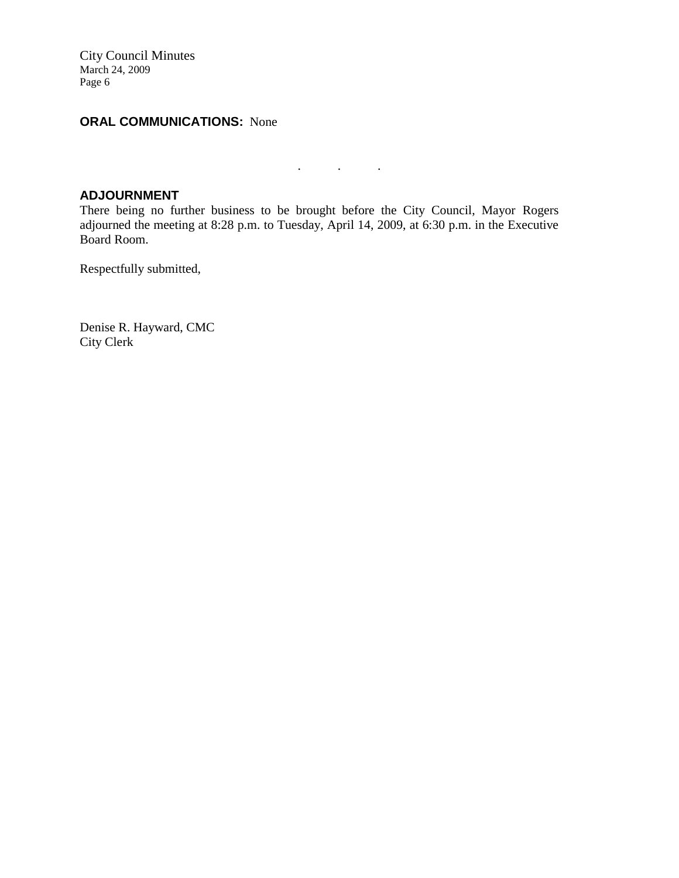**ORAL COMMUNICATIONS:** None

. . .

**ADJOURNMENT**

There being no further business to be brought before the City Council, Mayor Rogers adjourned the meeting at 8:28 p.m. to Tuesday, April 14, 2009, at 6:30 p.m. in the Executive Board Room.

Respectfully submitted,

Denise R. Hayward, CMC
City Clerk